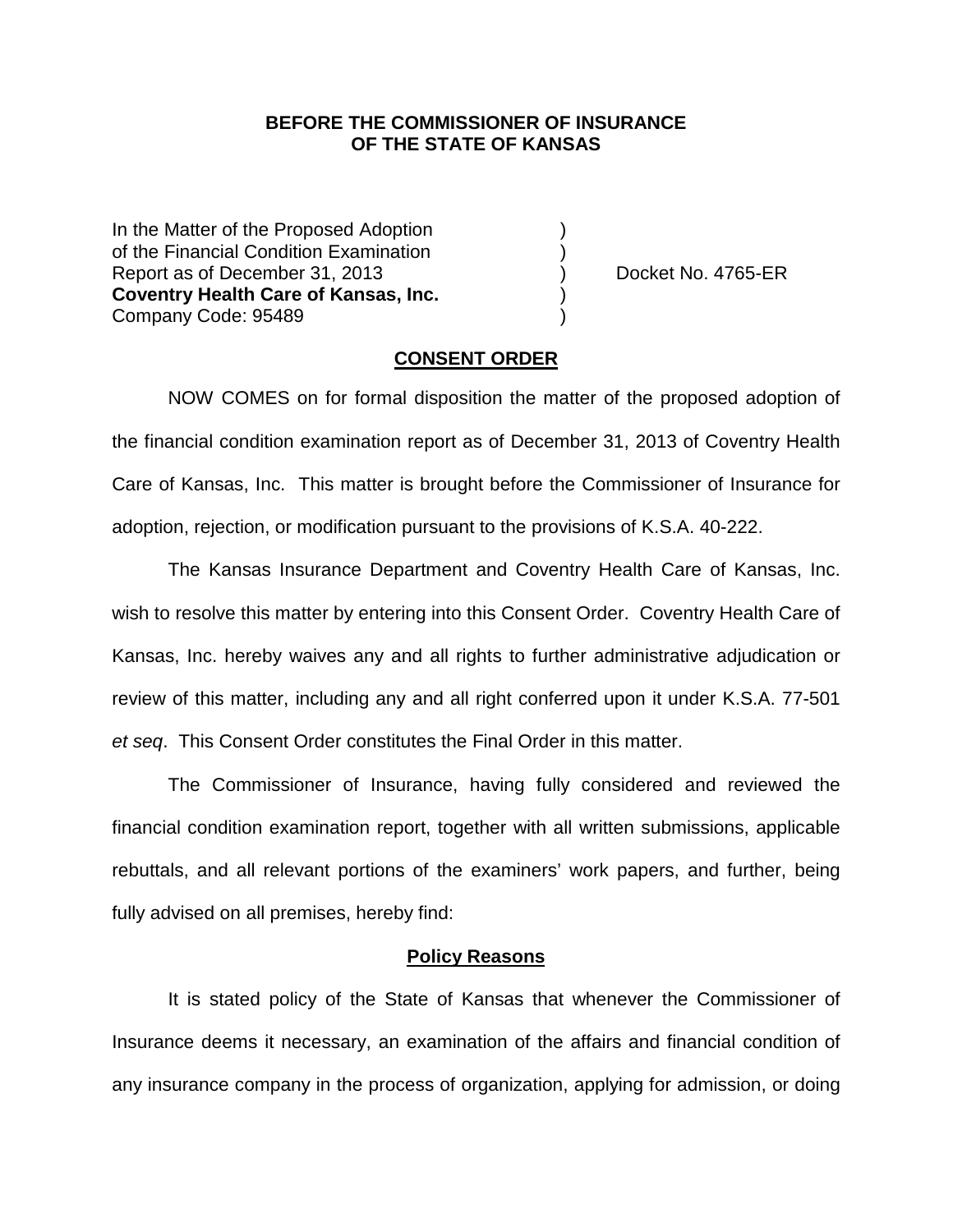**BEFORE THE COMMISSIONER OF INSURANCE**
**OF THE STATE OF KANSAS**

In the Matter of the Proposed Adoption )
of the Financial Condition Examination )
Report as of December 31, 2013 ) Docket No. 4765-ER
**Coventry Health Care of Kansas, Inc.** )
Company Code: 95489 )

## CONSENT ORDER

NOW COMES on for formal disposition the matter of the proposed adoption of the financial condition examination report as of December 31, 2013 of Coventry Health Care of Kansas, Inc. This matter is brought before the Commissioner of Insurance for adoption, rejection, or modification pursuant to the provisions of K.S.A. 40-222.

The Kansas Insurance Department and Coventry Health Care of Kansas, Inc. wish to resolve this matter by entering into this Consent Order. Coventry Health Care of Kansas, Inc. hereby waives any and all rights to further administrative adjudication or review of this matter, including any and all right conferred upon it under K.S.A. 77-501 *et seq*. This Consent Order constitutes the Final Order in this matter.

The Commissioner of Insurance, having fully considered and reviewed the financial condition examination report, together with all written submissions, applicable rebuttals, and all relevant portions of the examiners' work papers, and further, being fully advised on all premises, hereby find:

## Policy Reasons

It is stated policy of the State of Kansas that whenever the Commissioner of Insurance deems it necessary, an examination of the affairs and financial condition of any insurance company in the process of organization, applying for admission, or doing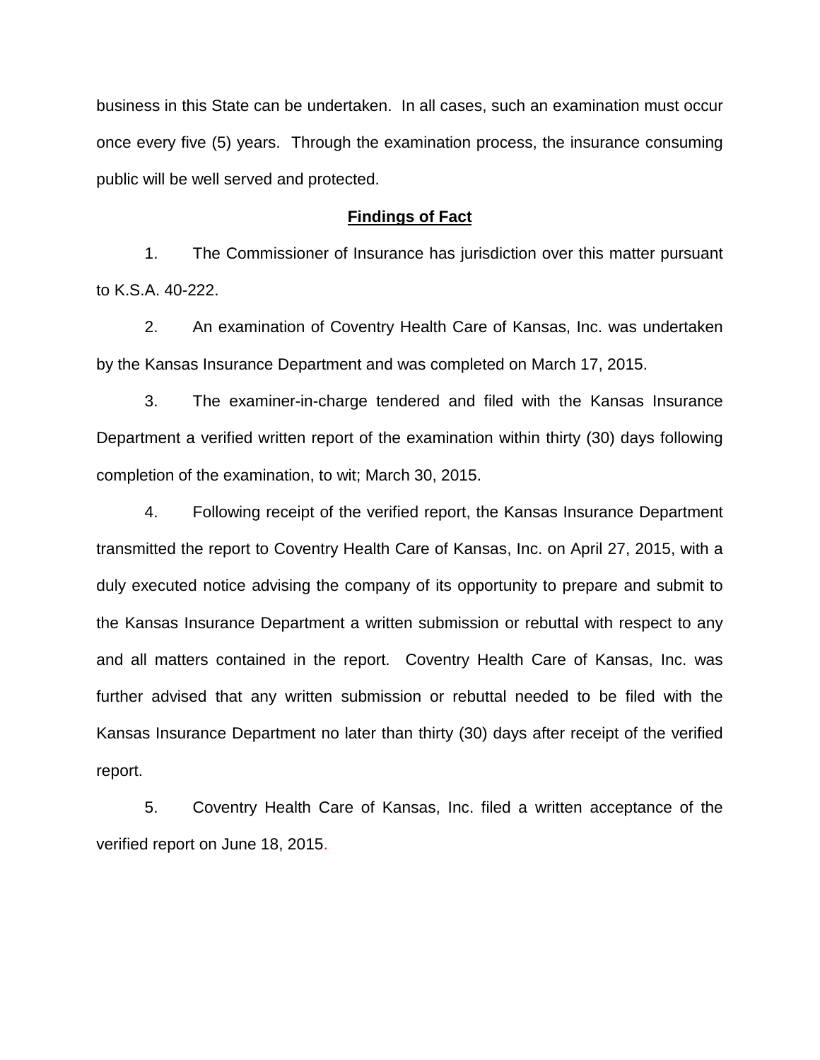business in this State can be undertaken. In all cases, such an examination must occur once every five (5) years. Through the examination process, the insurance consuming public will be well served and protected.

## Findings of Fact

1. The Commissioner of Insurance has jurisdiction over this matter pursuant to K.S.A. 40-222.

2. An examination of Coventry Health Care of Kansas, Inc. was undertaken by the Kansas Insurance Department and was completed on March 17, 2015.

3. The examiner-in-charge tendered and filed with the Kansas Insurance Department a verified written report of the examination within thirty (30) days following completion of the examination, to wit; March 30, 2015.

4. Following receipt of the verified report, the Kansas Insurance Department transmitted the report to Coventry Health Care of Kansas, Inc. on April 27, 2015, with a duly executed notice advising the company of its opportunity to prepare and submit to the Kansas Insurance Department a written submission or rebuttal with respect to any and all matters contained in the report. Coventry Health Care of Kansas, Inc. was further advised that any written submission or rebuttal needed to be filed with the Kansas Insurance Department no later than thirty (30) days after receipt of the verified report.

5. Coventry Health Care of Kansas, Inc. filed a written acceptance of the verified report on June 18, 2015.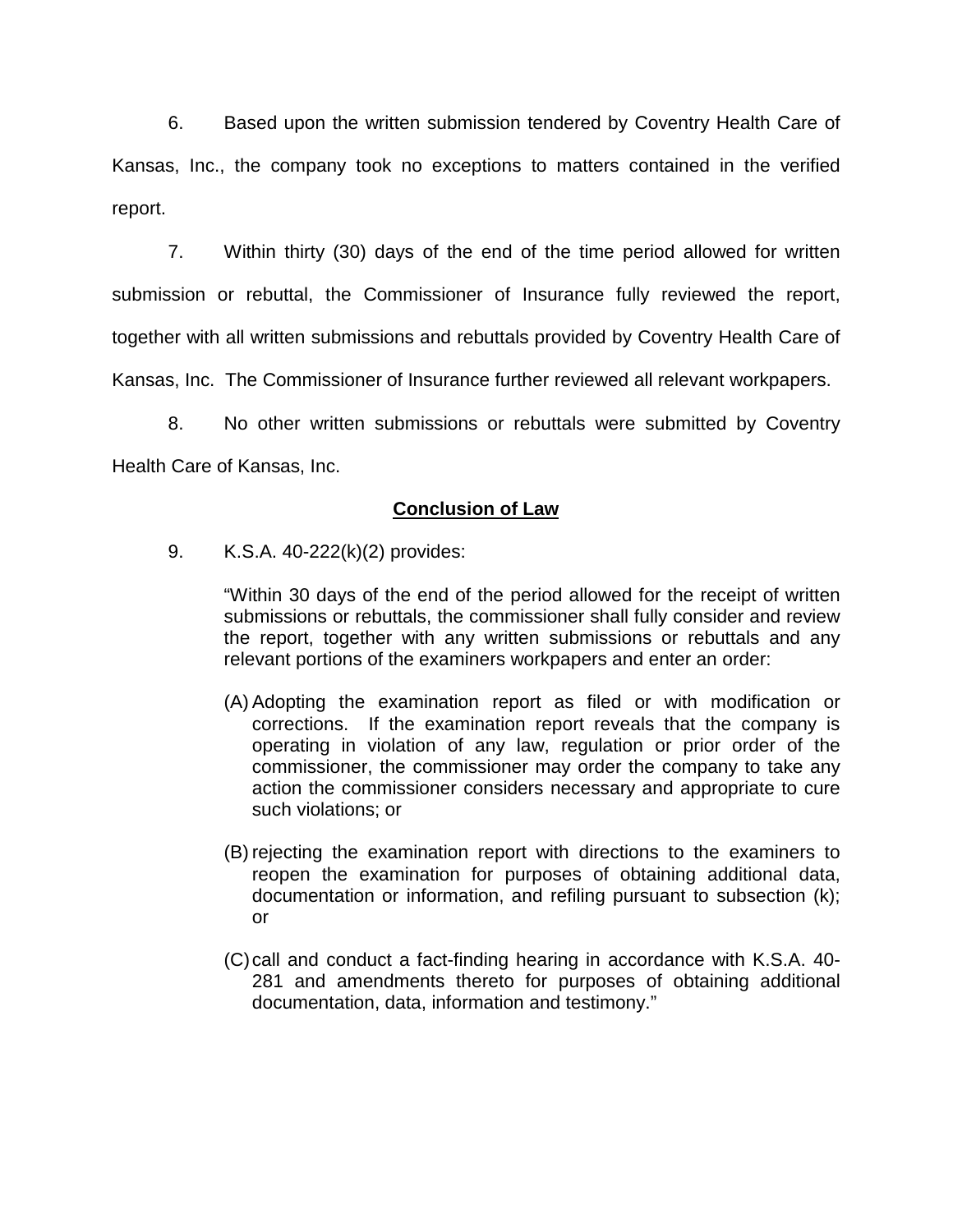6. Based upon the written submission tendered by Coventry Health Care of Kansas, Inc., the company took no exceptions to matters contained in the verified report.

7. Within thirty (30) days of the end of the time period allowed for written submission or rebuttal, the Commissioner of Insurance fully reviewed the report, together with all written submissions and rebuttals provided by Coventry Health Care of Kansas, Inc. The Commissioner of Insurance further reviewed all relevant workpapers.

8. No other written submissions or rebuttals were submitted by Coventry Health Care of Kansas, Inc.

**Conclusion of Law**

9. K.S.A. 40-222(k)(2) provides:

> "Within 30 days of the end of the period allowed for the receipt of written submissions or rebuttals, the commissioner shall fully consider and review the report, together with any written submissions or rebuttals and any relevant portions of the examiners workpapers and enter an order:
>
> (A) Adopting the examination report as filed or with modification or corrections. If the examination report reveals that the company is operating in violation of any law, regulation or prior order of the commissioner, the commissioner may order the company to take any action the commissioner considers necessary and appropriate to cure such violations; or
>
> (B) rejecting the examination report with directions to the examiners to reopen the examination for purposes of obtaining additional data, documentation or information, and refiling pursuant to subsection (k); or
>
> (C) call and conduct a fact-finding hearing in accordance with K.S.A. 40-281 and amendments thereto for purposes of obtaining additional documentation, data, information and testimony."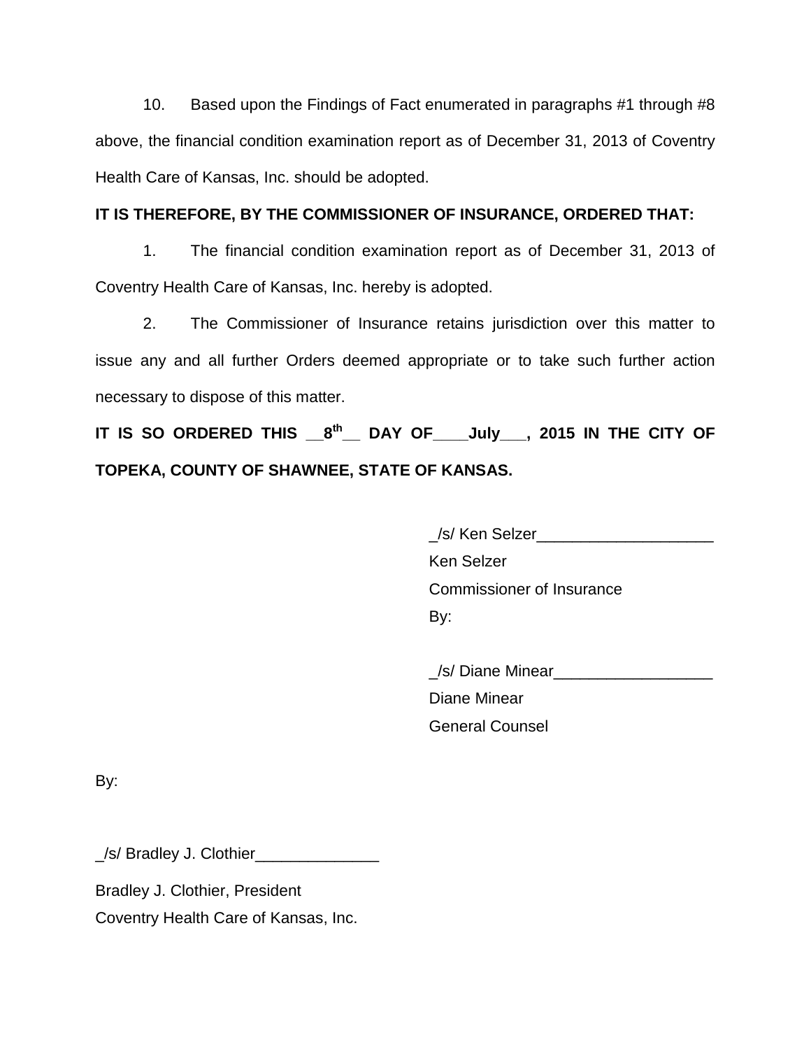10. Based upon the Findings of Fact enumerated in paragraphs #1 through #8 above, the financial condition examination report as of December 31, 2013 of Coventry Health Care of Kansas, Inc. should be adopted.

**IT IS THEREFORE, BY THE COMMISSIONER OF INSURANCE, ORDERED THAT:**

1. The financial condition examination report as of December 31, 2013 of Coventry Health Care of Kansas, Inc. hereby is adopted.

2. The Commissioner of Insurance retains jurisdiction over this matter to issue any and all further Orders deemed appropriate or to take such further action necessary to dispose of this matter.

**IT IS SO ORDERED THIS __8th__ DAY OF____July___, 2015 IN THE CITY OF TOPEKA, COUNTY OF SHAWNEE, STATE OF KANSAS.**

_/s/ Ken Selzer____________________
Ken Selzer
Commissioner of Insurance
By:

_/s/ Diane Minear__________________
Diane Minear
General Counsel

By:

_/s/ Bradley J. Clothier______________

Bradley J. Clothier, President
Coventry Health Care of Kansas, Inc.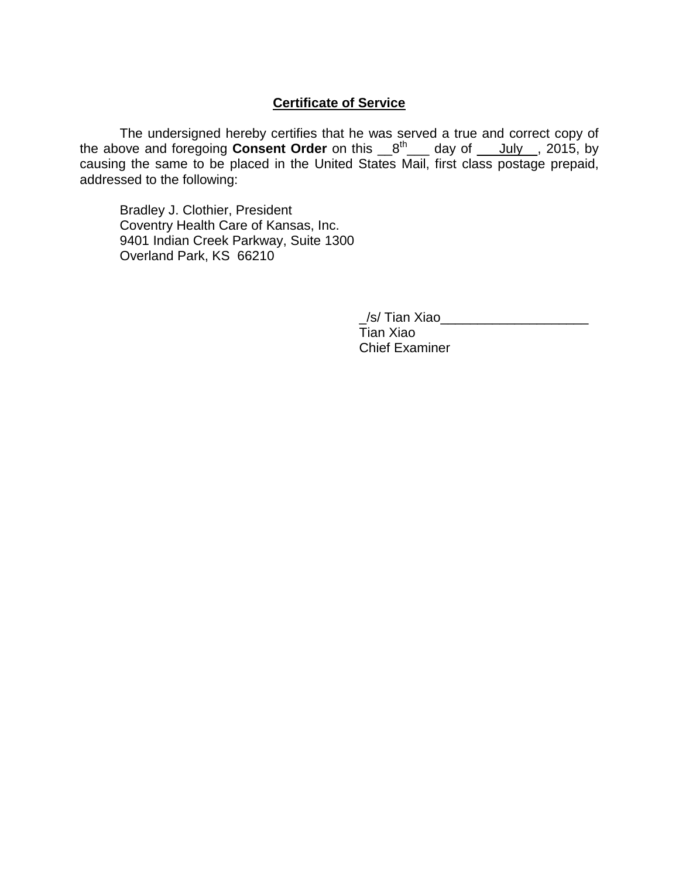## **Certificate of Service**

The undersigned hereby certifies that he was served a true and correct copy of the above and foregoing **Consent Order** on this __8th___ day of ___July__, 2015, by causing the same to be placed in the United States Mail, first class postage prepaid, addressed to the following:

Bradley J. Clothier, President
Coventry Health Care of Kansas, Inc.
9401 Indian Creek Parkway, Suite 1300
Overland Park, KS 66210

_/s/ Tian Xiao____________________
Tian Xiao
Chief Examiner